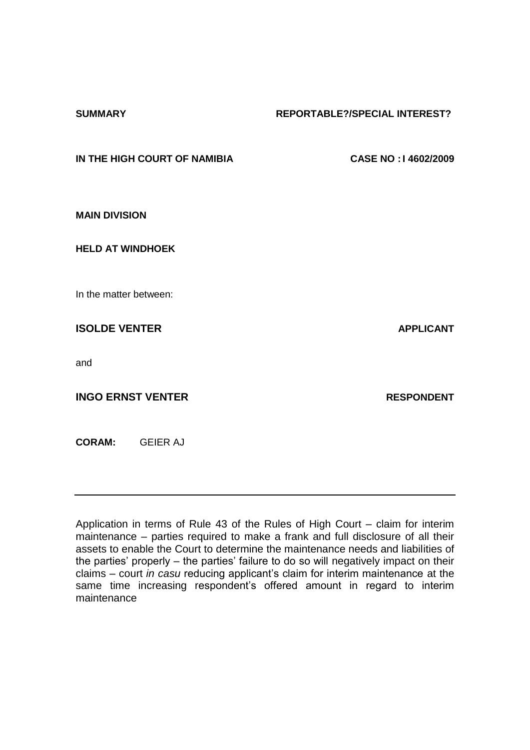**SUMMARY** **REPORTABLE?/SPECIAL INTEREST?**

**IN THE HIGH COURT OF NAMIBIA** **CASE NO : I 4602/2009**

**MAIN DIVISION**

**HELD AT WINDHOEK**

In the matter between:

**ISOLDE VENTER** **APPLICANT**

and

**INGO ERNST VENTER** **RESPONDENT**

**CORAM:** GEIER AJ

---

Application in terms of Rule 43 of the Rules of High Court – claim for interim maintenance – parties required to make a frank and full disclosure of all their assets to enable the Court to determine the maintenance needs and liabilities of the parties' properly – the parties' failure to do so will negatively impact on their claims – court *in casu* reducing applicant's claim for interim maintenance at the same time increasing respondent's offered amount in regard to interim maintenance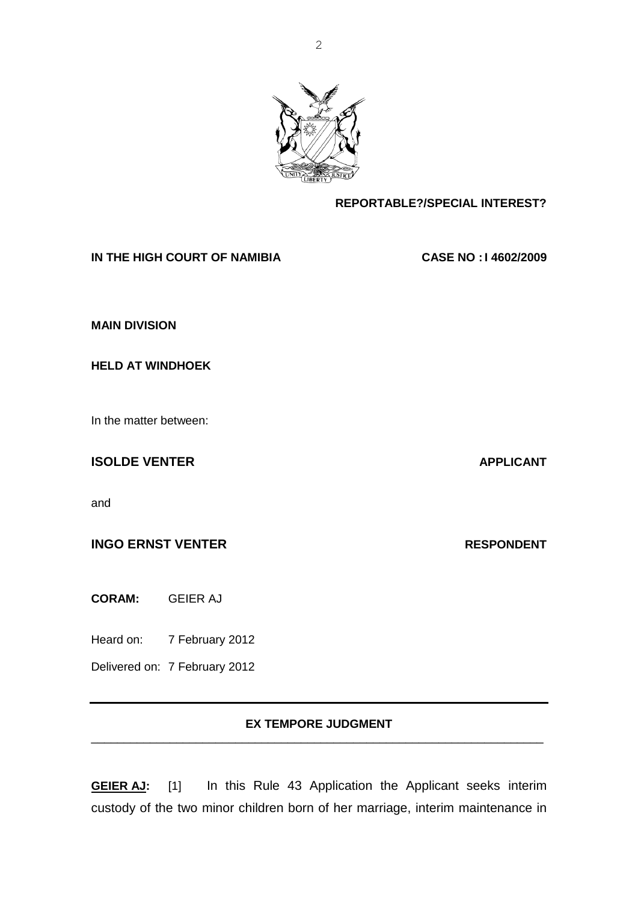**REPORTABLE?/SPECIAL INTEREST?**

**IN THE HIGH COURT OF NAMIBIA** **CASE NO : I 4602/2009**

**MAIN DIVISION**

**HELD AT WINDHOEK**

In the matter between:

**ISOLDE VENTER** **APPLICANT**

and

**INGO ERNST VENTER** **RESPONDENT**

**CORAM:** GEIER AJ

Heard on: 7 February 2012

Delivered on: 7 February 2012

---

**EX TEMPORE JUDGMENT**

---

**GEIER AJ:** [1] In this Rule 43 Application the Applicant seeks interim custody of the two minor children born of her marriage, interim maintenance in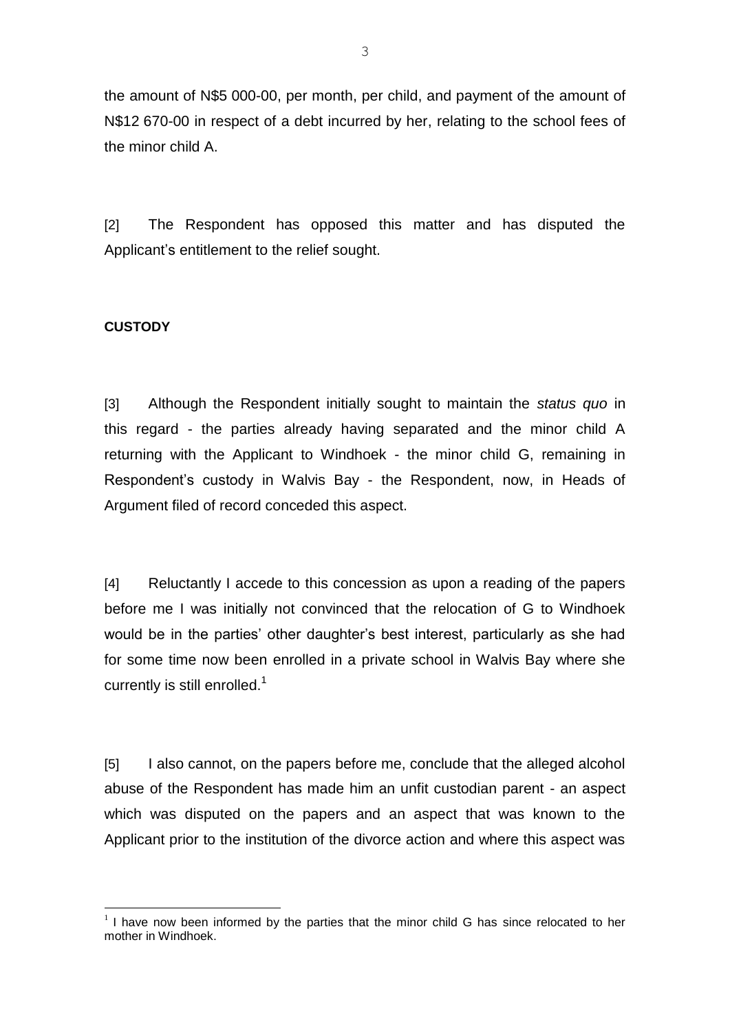the amount of N$5 000-00, per month, per child, and payment of the amount of N$12 670-00 in respect of a debt incurred by her, relating to the school fees of the minor child A.

[2] The Respondent has opposed this matter and has disputed the Applicant's entitlement to the relief sought.

**CUSTODY**

[3] Although the Respondent initially sought to maintain the *status quo* in this regard - the parties already having separated and the minor child A returning with the Applicant to Windhoek - the minor child G, remaining in Respondent's custody in Walvis Bay - the Respondent, now, in Heads of Argument filed of record conceded this aspect.

[4] Reluctantly I accede to this concession as upon a reading of the papers before me I was initially not convinced that the relocation of G to Windhoek would be in the parties' other daughter's best interest, particularly as she had for some time now been enrolled in a private school in Walvis Bay where she currently is still enrolled.[1]

[5] I also cannot, on the papers before me, conclude that the alleged alcohol abuse of the Respondent has made him an unfit custodian parent - an aspect which was disputed on the papers and an aspect that was known to the Applicant prior to the institution of the divorce action and where this aspect was

[1] I have now been informed by the parties that the minor child G has since relocated to her mother in Windhoek.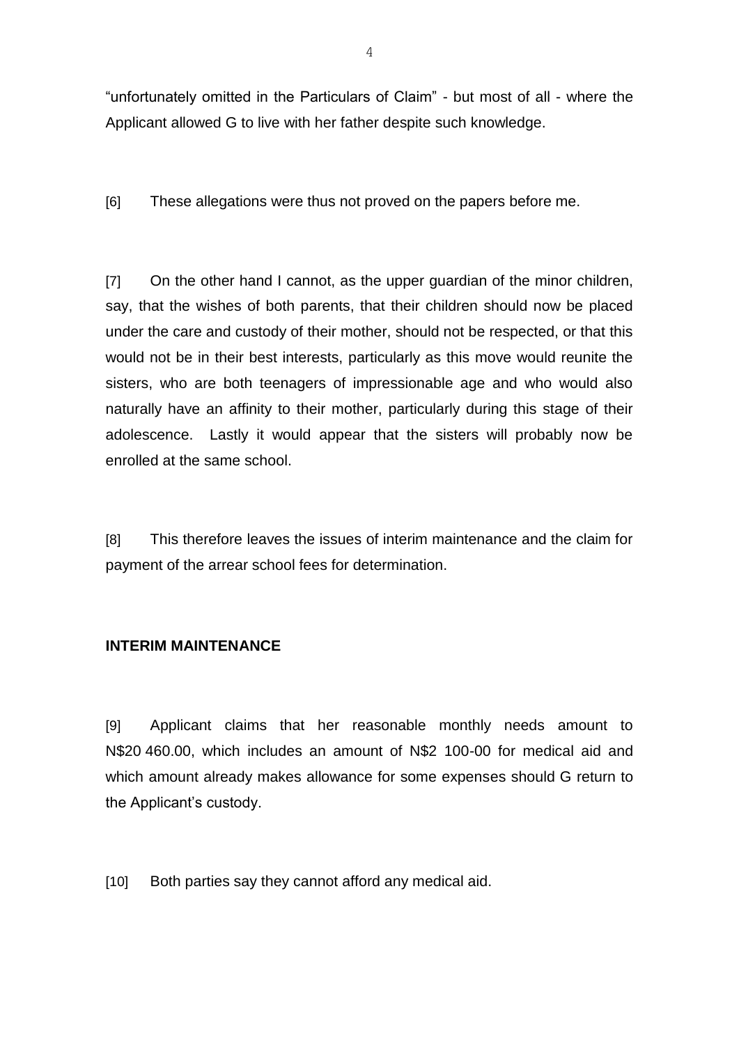"unfortunately omitted in the Particulars of Claim" - but most of all - where the Applicant allowed G to live with her father despite such knowledge.

[6] These allegations were thus not proved on the papers before me.

[7] On the other hand I cannot, as the upper guardian of the minor children, say, that the wishes of both parents, that their children should now be placed under the care and custody of their mother, should not be respected, or that this would not be in their best interests, particularly as this move would reunite the sisters, who are both teenagers of impressionable age and who would also naturally have an affinity to their mother, particularly during this stage of their adolescence. Lastly it would appear that the sisters will probably now be enrolled at the same school.

[8] This therefore leaves the issues of interim maintenance and the claim for payment of the arrear school fees for determination.

**INTERIM MAINTENANCE**

[9] Applicant claims that her reasonable monthly needs amount to N$20 460.00, which includes an amount of N$2 100-00 for medical aid and which amount already makes allowance for some expenses should G return to the Applicant's custody.

[10] Both parties say they cannot afford any medical aid.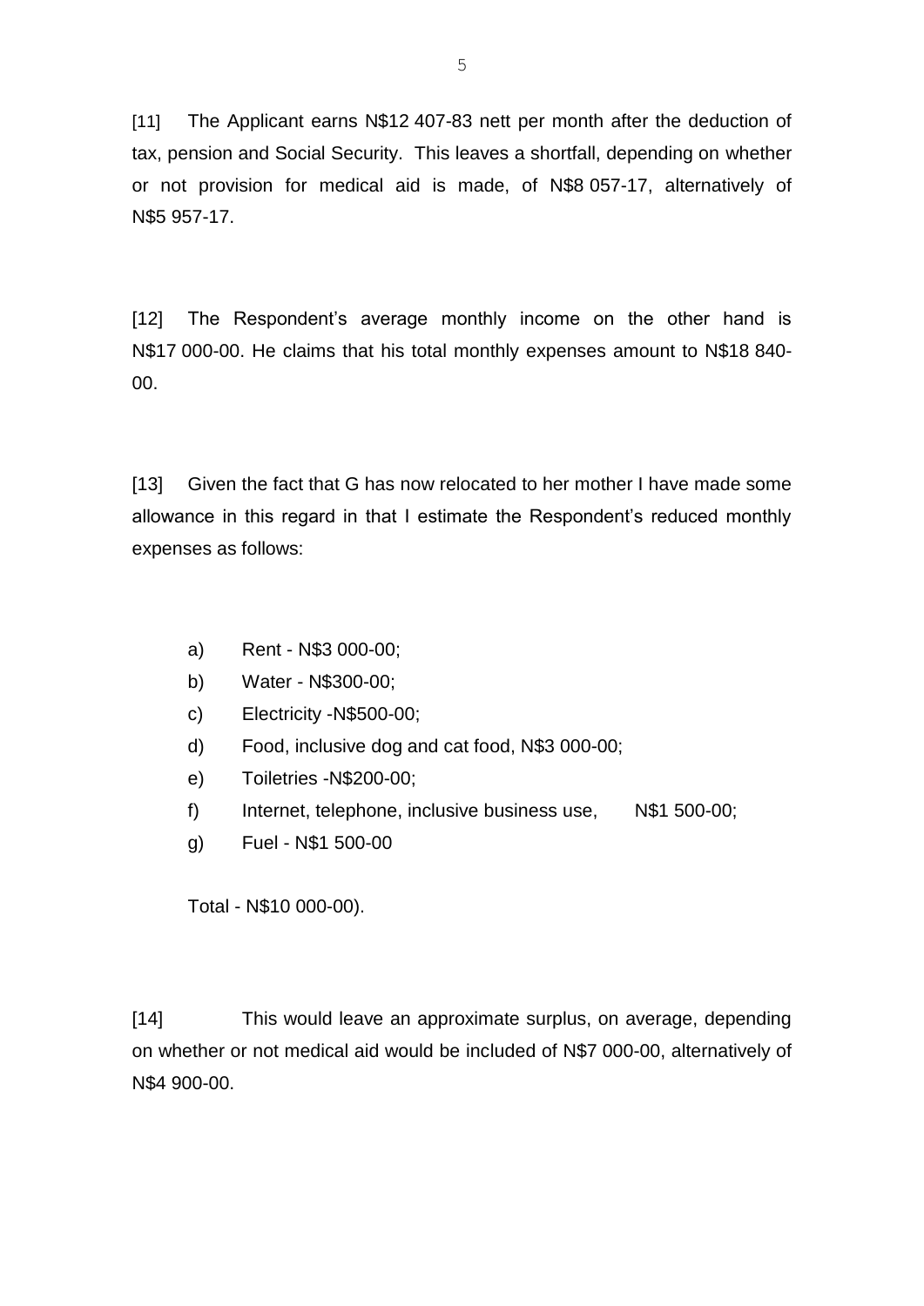[11] The Applicant earns N$12 407-83 nett per month after the deduction of tax, pension and Social Security. This leaves a shortfall, depending on whether or not provision for medical aid is made, of N$8 057-17, alternatively of N$5 957-17.

[12] The Respondent's average monthly income on the other hand is N$17 000-00. He claims that his total monthly expenses amount to N$18 840-00.

[13] Given the fact that G has now relocated to her mother I have made some allowance in this regard in that I estimate the Respondent's reduced monthly expenses as follows:

a) Rent - N$3 000-00;
b) Water - N$300-00;
c) Electricity -N$500-00;
d) Food, inclusive dog and cat food, N$3 000-00;
e) Toiletries -N$200-00;
f) Internet, telephone, inclusive business use, N$1 500-00;
g) Fuel - N$1 500-00

Total - N$10 000-00).

[14] This would leave an approximate surplus, on average, depending on whether or not medical aid would be included of N$7 000-00, alternatively of N$4 900-00.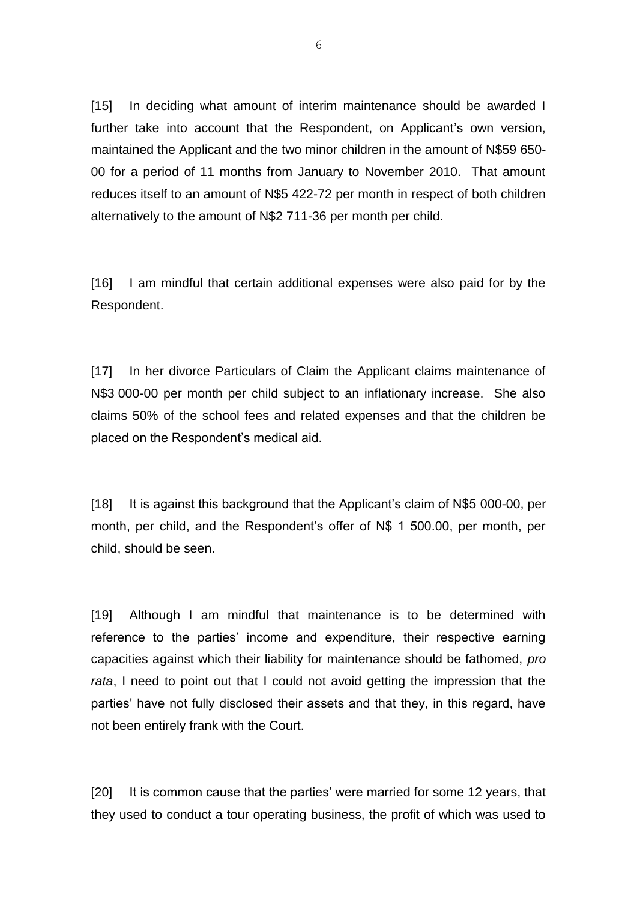[15] In deciding what amount of interim maintenance should be awarded I further take into account that the Respondent, on Applicant's own version, maintained the Applicant and the two minor children in the amount of N$59 650-00 for a period of 11 months from January to November 2010. That amount reduces itself to an amount of N$5 422-72 per month in respect of both children alternatively to the amount of N$2 711-36 per month per child.

[16] I am mindful that certain additional expenses were also paid for by the Respondent.

[17] In her divorce Particulars of Claim the Applicant claims maintenance of N$3 000-00 per month per child subject to an inflationary increase. She also claims 50% of the school fees and related expenses and that the children be placed on the Respondent's medical aid.

[18] It is against this background that the Applicant's claim of N$5 000-00, per month, per child, and the Respondent's offer of N$ 1 500.00, per month, per child, should be seen.

[19] Although I am mindful that maintenance is to be determined with reference to the parties' income and expenditure, their respective earning capacities against which their liability for maintenance should be fathomed, *pro rata*, I need to point out that I could not avoid getting the impression that the parties' have not fully disclosed their assets and that they, in this regard, have not been entirely frank with the Court.

[20] It is common cause that the parties' were married for some 12 years, that they used to conduct a tour operating business, the profit of which was used to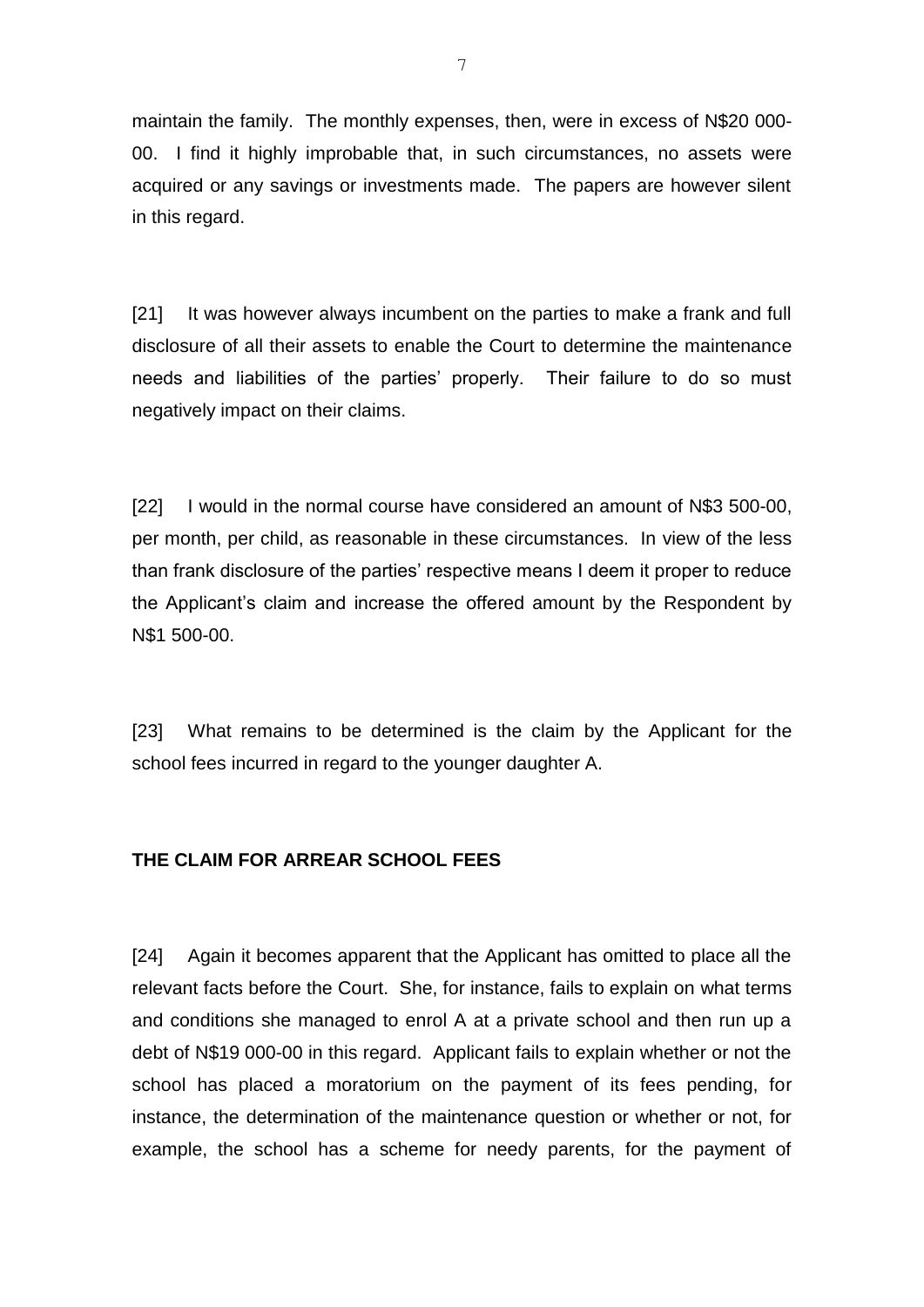maintain the family. The monthly expenses, then, were in excess of N$20 000-00. I find it highly improbable that, in such circumstances, no assets were acquired or any savings or investments made. The papers are however silent in this regard.

[21] It was however always incumbent on the parties to make a frank and full disclosure of all their assets to enable the Court to determine the maintenance needs and liabilities of the parties' properly. Their failure to do so must negatively impact on their claims.

[22] I would in the normal course have considered an amount of N$3 500-00, per month, per child, as reasonable in these circumstances. In view of the less than frank disclosure of the parties' respective means I deem it proper to reduce the Applicant's claim and increase the offered amount by the Respondent by N$1 500-00.

[23] What remains to be determined is the claim by the Applicant for the school fees incurred in regard to the younger daughter A.

**THE CLAIM FOR ARREAR SCHOOL FEES**

[24] Again it becomes apparent that the Applicant has omitted to place all the relevant facts before the Court. She, for instance, fails to explain on what terms and conditions she managed to enrol A at a private school and then run up a debt of N$19 000-00 in this regard. Applicant fails to explain whether or not the school has placed a moratorium on the payment of its fees pending, for instance, the determination of the maintenance question or whether or not, for example, the school has a scheme for needy parents, for the payment of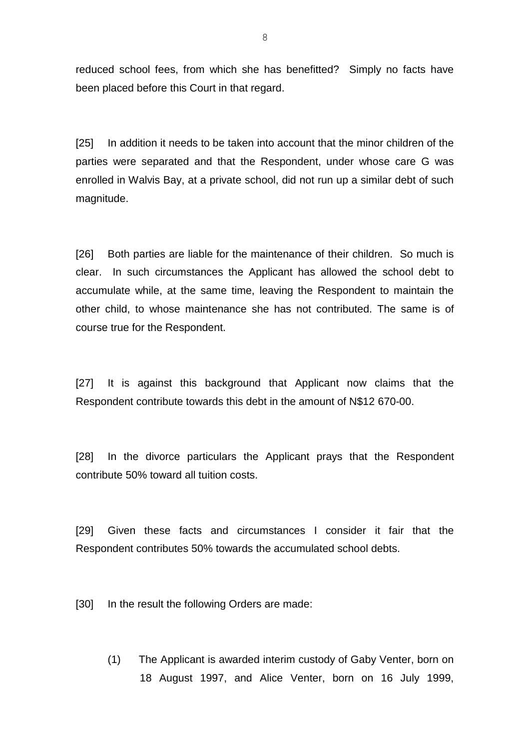reduced school fees, from which she has benefitted? Simply no facts have been placed before this Court in that regard.

[25] In addition it needs to be taken into account that the minor children of the parties were separated and that the Respondent, under whose care G was enrolled in Walvis Bay, at a private school, did not run up a similar debt of such magnitude.

[26] Both parties are liable for the maintenance of their children. So much is clear. In such circumstances the Applicant has allowed the school debt to accumulate while, at the same time, leaving the Respondent to maintain the other child, to whose maintenance she has not contributed. The same is of course true for the Respondent.

[27] It is against this background that Applicant now claims that the Respondent contribute towards this debt in the amount of N$12 670-00.

[28] In the divorce particulars the Applicant prays that the Respondent contribute 50% toward all tuition costs.

[29] Given these facts and circumstances I consider it fair that the Respondent contributes 50% towards the accumulated school debts.

[30] In the result the following Orders are made:

(1) The Applicant is awarded interim custody of Gaby Venter, born on 18 August 1997, and Alice Venter, born on 16 July 1999,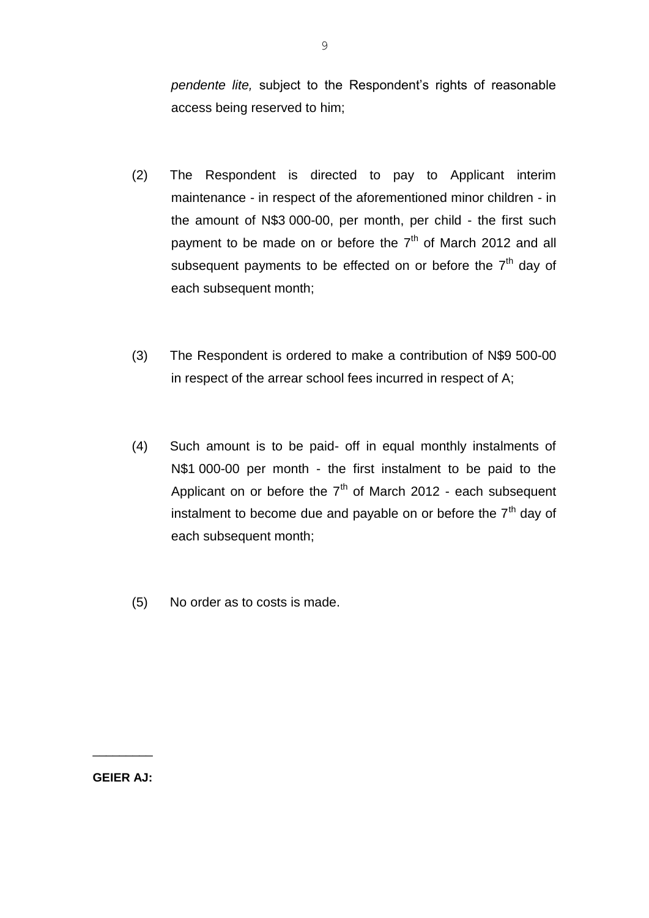*pendente lite,* subject to the Respondent's rights of reasonable access being reserved to him;

(2) The Respondent is directed to pay to Applicant interim maintenance - in respect of the aforementioned minor children - in the amount of N$3 000-00, per month, per child - the first such payment to be made on or before the 7th of March 2012 and all subsequent payments to be effected on or before the 7th day of each subsequent month;

(3) The Respondent is ordered to make a contribution of N$9 500-00 in respect of the arrear school fees incurred in respect of A;

(4) Such amount is to be paid- off in equal monthly instalments of N$1 000-00 per month - the first instalment to be paid to the Applicant on or before the 7th of March 2012 - each subsequent instalment to become due and payable on or before the 7th day of each subsequent month;

(5) No order as to costs is made.

\_\_\_\_\_\_\_\_\_

**GEIER AJ:**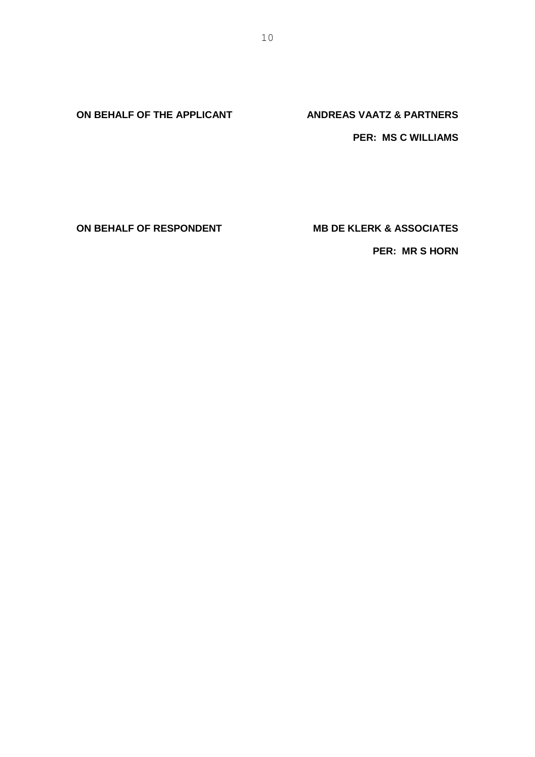**ON BEHALF OF THE APPLICANT** **ANDREAS VAATZ & PARTNERS**

**PER: MS C WILLIAMS**

**ON BEHALF OF RESPONDENT** **MB DE KLERK & ASSOCIATES**

**PER: MR S HORN**